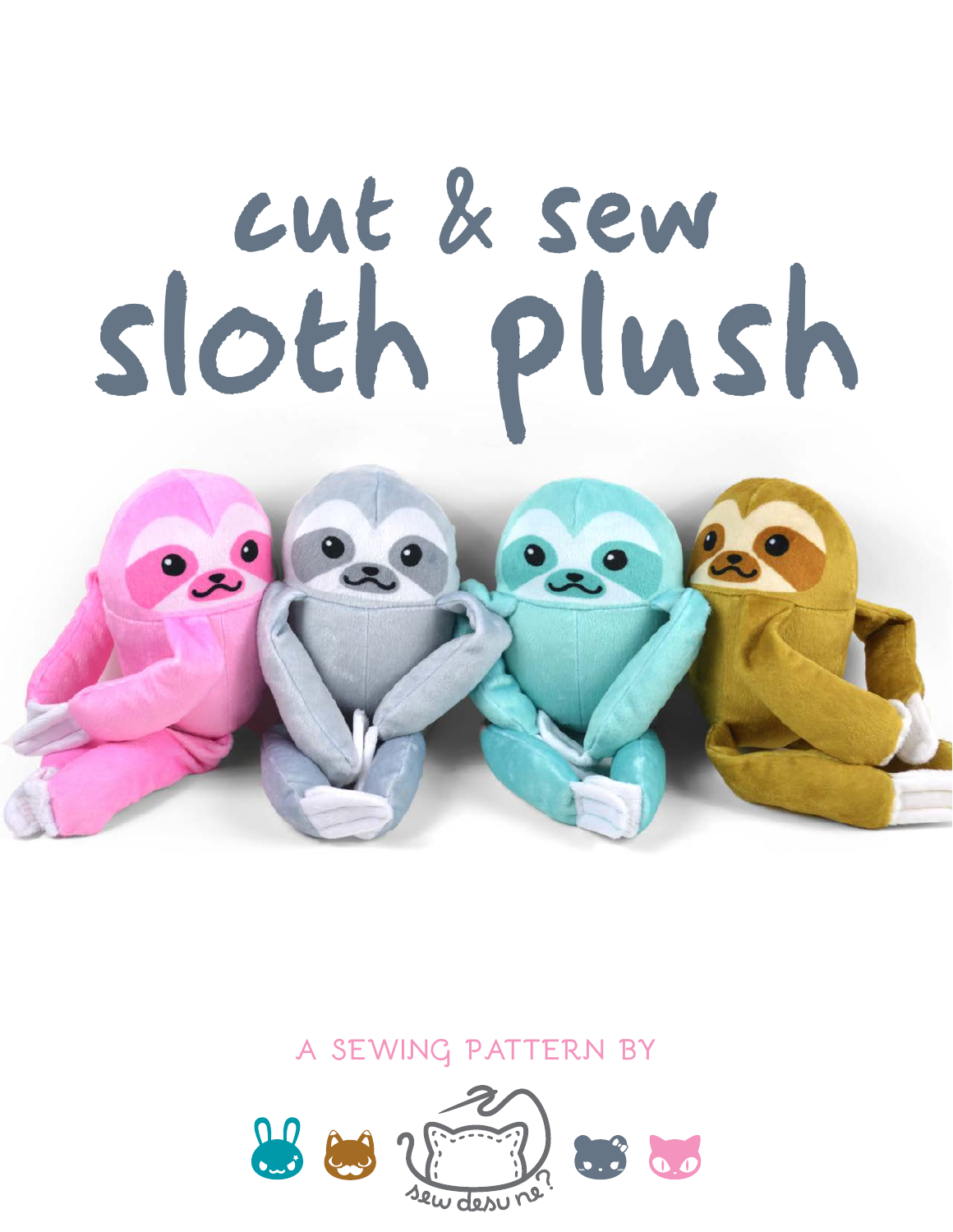# cut & sew sloth plush

A SEWING PATTERN BY

sew desu ne?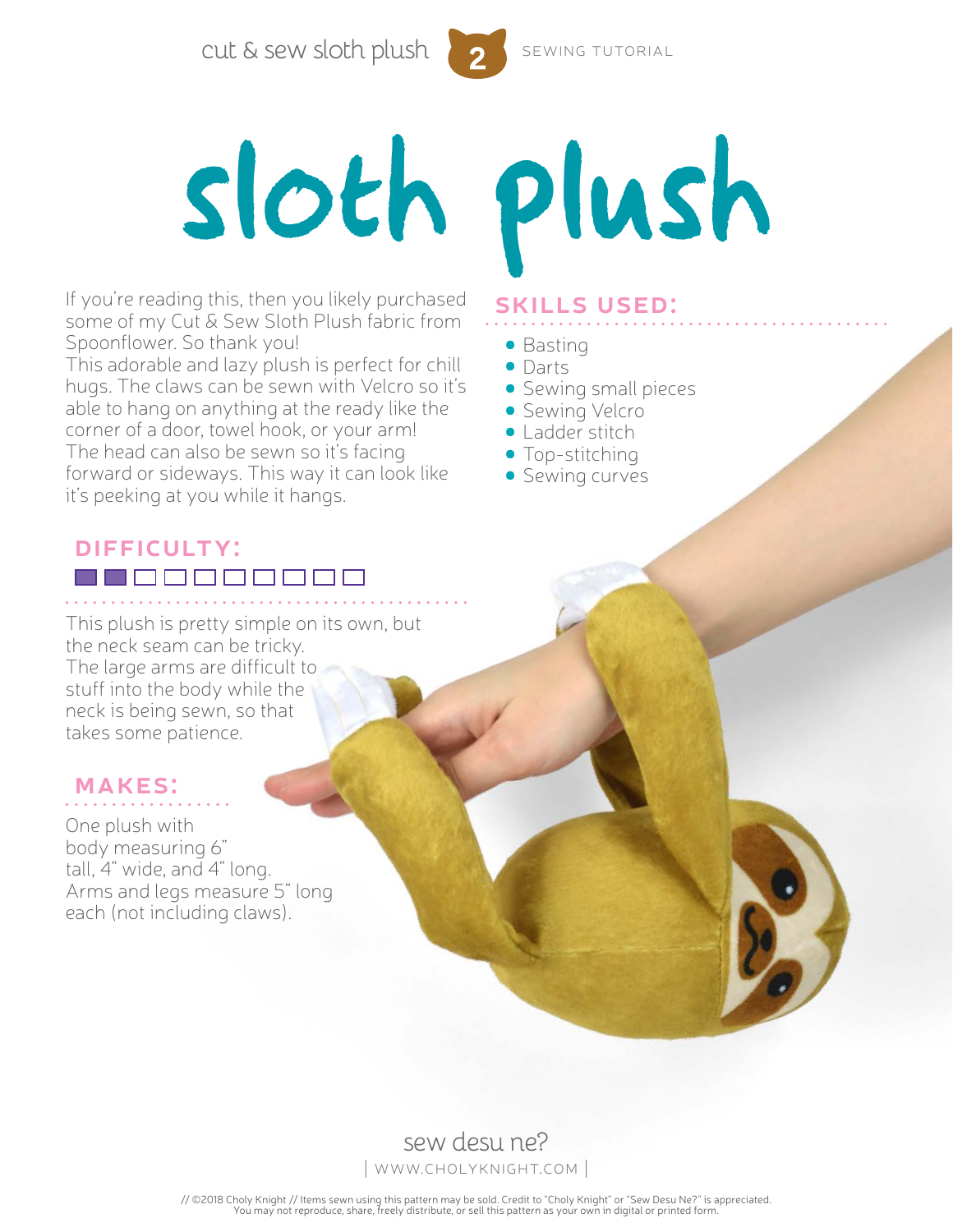# sloth plush

If you're reading this, then you likely purchased some of my Cut & Sew Sloth Plush fabric from Spoonflower. So thank you!
This adorable and lazy plush is perfect for chill hugs. The claws can be sewn with Velcro so it's able to hang on anything at the ready like the corner of a door, towel hook, or your arm!
The head can also be sewn so it's facing forward or sideways. This way it can look like it's peeking at you while it hangs.

## SKILLS USED:

- Basting
- Darts
- Sewing small pieces
- Sewing Velcro
- Ladder stitch
- Top-stitching
- Sewing curves

## DIFFICULTY:

■■□□□□□□□□

This plush is pretty simple on its own, but the neck seam can be tricky.
The large arms are difficult to stuff into the body while the neck is being sewn, so that takes some patience.

## MAKES:

One plush with body measuring 6" tall, 4" wide, and 4" long.
Arms and legs measure 5" long each (not including claws).

sew desu ne?
| WWW.CHOLYKNIGHT.COM |

// ©2018 Choly Knight // Items sewn using this pattern may be sold. Credit to "Choly Knight" or "Sew Desu Ne?" is appreciated. You may not reproduce, share, freely distribute, or sell this pattern as your own in digital or printed form.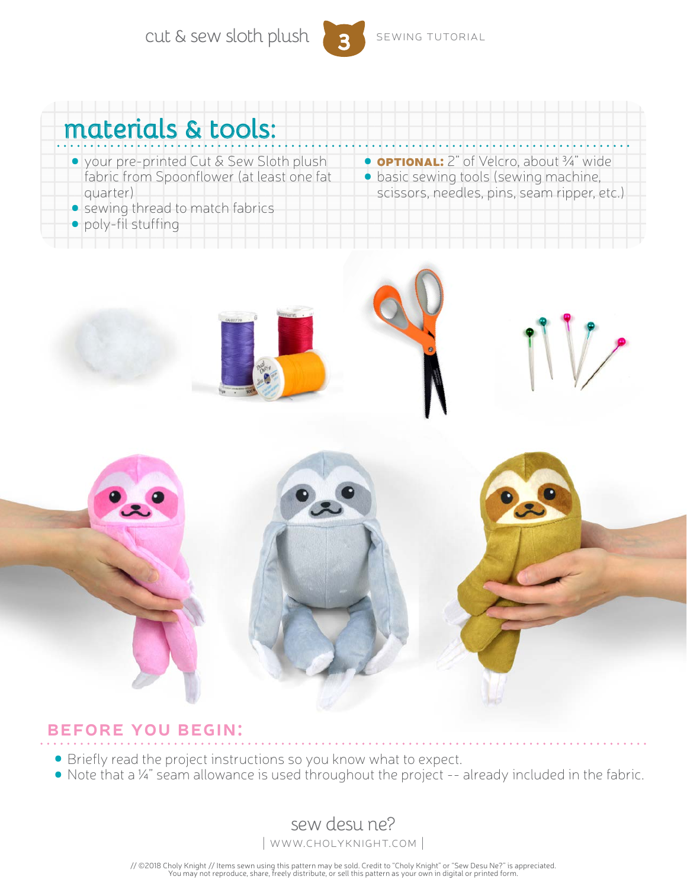## materials & tools:

- your pre-printed Cut & Sew Sloth plush fabric from Spoonflower (at least one fat quarter)
- sewing thread to match fabrics
- poly-fil stuffing
- **OPTIONAL:** 2" of Velcro, about ¾" wide
- basic sewing tools (sewing machine, scissors, needles, pins, seam ripper, etc.)

## BEFORE YOU BEGIN:

- Briefly read the project instructions so you know what to expect.
- Note that a ¼" seam allowance is used throughout the project -- already included in the fabric.

sew desu ne?

| WWW.CHOLYKNIGHT.COM |

// ©2018 Choly Knight // Items sewn using this pattern may be sold. Credit to "Choly Knight" or "Sew Desu Ne?" is appreciated. You may not reproduce, share, freely distribute, or sell this pattern as your own in digital or printed form.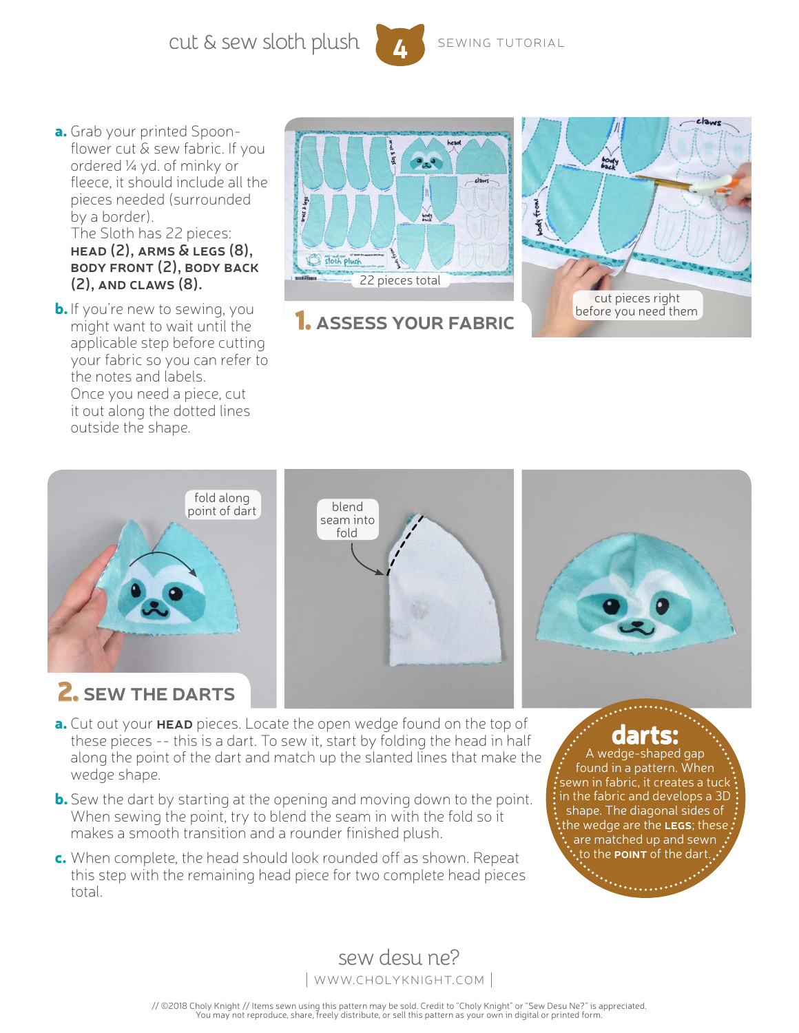## 1. ASSESS YOUR FABRIC

**a.** Grab your printed Spoonflower cut & sew fabric. If you ordered ¼ yd. of minky or fleece, it should include all the pieces needed (surrounded by a border).
The Sloth has 22 pieces: **HEAD (2), ARMS & LEGS (8), BODY FRONT (2), BODY BACK (2), AND CLAWS (8).**

**b.** If you're new to sewing, you might want to wait until the applicable step before cutting your fabric so you can refer to the notes and labels.
Once you need a piece, cut it out along the dotted lines outside the shape.

22 pieces total

cut pieces right before you need them

## 2. SEW THE DARTS

fold along point of dart

blend seam into fold

**a.** Cut out your **HEAD** pieces. Locate the open wedge found on the top of these pieces -- this is a dart. To sew it, start by folding the head in half along the point of the dart and match up the slanted lines that make the wedge shape.

**b.** Sew the dart by starting at the opening and moving down to the point. When sewing the point, try to blend the seam in with the fold so it makes a smooth transition and a rounder finished plush.

**c.** When complete, the head should look rounded off as shown. Repeat this step with the remaining head piece for two complete head pieces total.

**darts:** A wedge-shaped gap found in a pattern. When sewn in fabric, it creates a tuck in the fabric and develops a 3D shape. The diagonal sides of the wedge are the **LEGS**; these are matched up and sewn to the **POINT** of the dart.

sew desu ne?
| WWW.CHOLYKNIGHT.COM |

// ©2018 Choly Knight // Items sewn using this pattern may be sold. Credit to "Choly Knight" or "Sew Desu Ne?" is appreciated. You may not reproduce, share, freely distribute, or sell this pattern as your own in digital or printed form.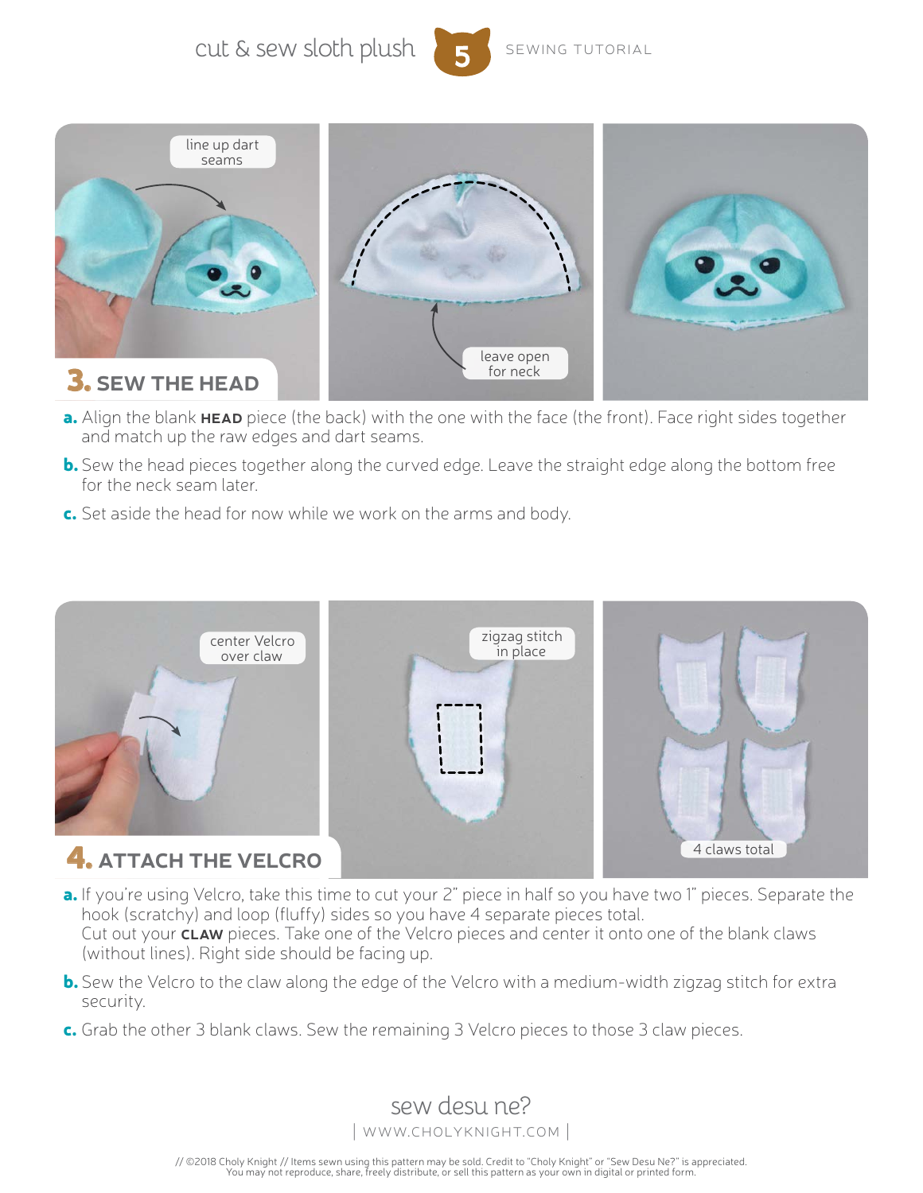## 3. SEW THE HEAD

line up dart seams

leave open for neck

**a.** Align the blank **HEAD** piece (the back) with the one with the face (the front). Face right sides together and match up the raw edges and dart seams.

**b.** Sew the head pieces together along the curved edge. Leave the straight edge along the bottom free for the neck seam later.

**c.** Set aside the head for now while we work on the arms and body.

## 4. ATTACH THE VELCRO

center Velcro over claw

zigzag stitch in place

4 claws total

**a.** If you're using Velcro, take this time to cut your 2" piece in half so you have two 1" pieces. Separate the hook (scratchy) and loop (fluffy) sides so you have 4 separate pieces total.
Cut out your **CLAW** pieces. Take one of the Velcro pieces and center it onto one of the blank claws (without lines). Right side should be facing up.

**b.** Sew the Velcro to the claw along the edge of the Velcro with a medium-width zigzag stitch for extra security.

**c.** Grab the other 3 blank claws. Sew the remaining 3 Velcro pieces to those 3 claw pieces.

sew desu ne?

| WWW.CHOLYKNIGHT.COM |

// ©2018 Choly Knight // Items sewn using this pattern may be sold. Credit to "Choly Knight" or "Sew Desu Ne?" is appreciated. You may not reproduce, share, freely distribute, or sell this pattern as your own in digital or printed form.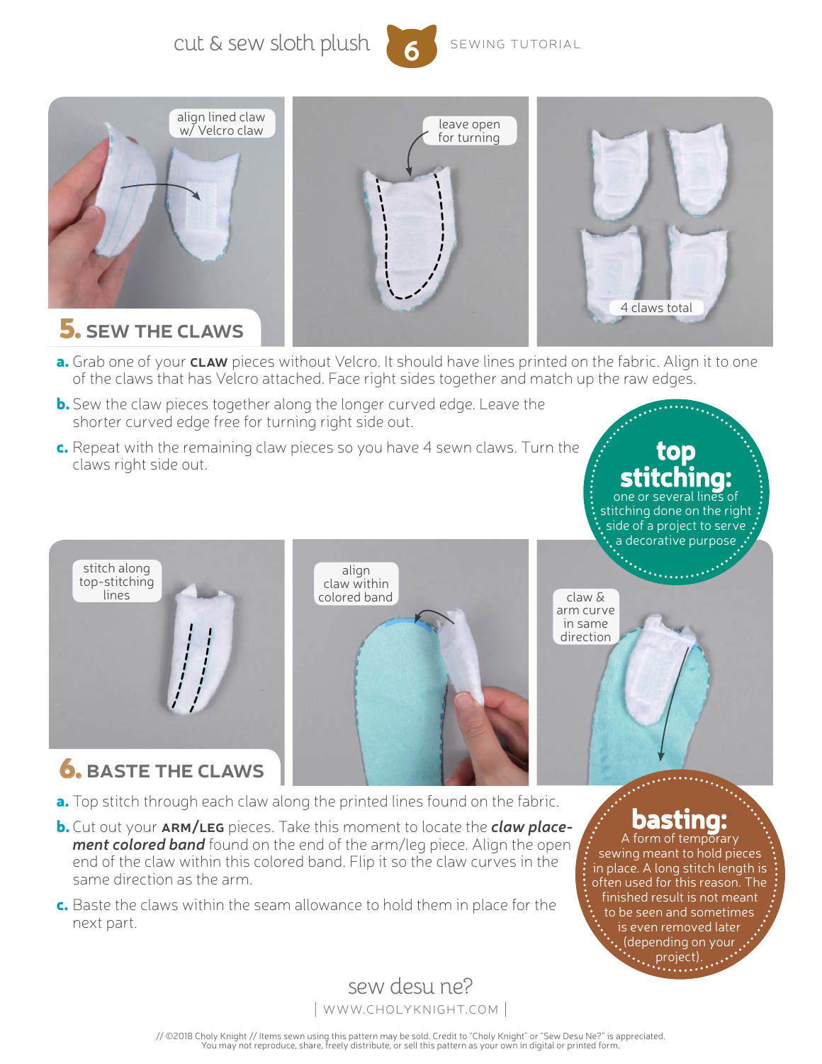## 5. SEW THE CLAWS

align lined claw w/ Velcro claw

leave open for turning

4 claws total

**a.** Grab one of your **CLAW** pieces without Velcro. It should have lines printed on the fabric. Align it to one of the claws that has Velcro attached. Face right sides together and match up the raw edges.

**b.** Sew the claw pieces together along the longer curved edge. Leave the shorter curved edge free for turning right side out.

**c.** Repeat with the remaining claw pieces so you have 4 sewn claws. Turn the claws right side out.

**top stitching:** one or several lines of stitching done on the right side of a project to serve a decorative purpose

## 6. BASTE THE CLAWS

stitch along top-stitching lines

align claw within colored band

claw & arm curve in same direction

**a.** Top stitch through each claw along the printed lines found on the fabric.

**b.** Cut out your **ARM/LEG** pieces. Take this moment to locate the ***claw placement colored band*** found on the end of the arm/leg piece. Align the open end of the claw within this colored band. Flip it so the claw curves in the same direction as the arm.

**c.** Baste the claws within the seam allowance to hold them in place for the next part.

**basting:** A form of temporary sewing meant to hold pieces in place. A long stitch length is often used for this reason. The finished result is not meant to be seen and sometimes is even removed later (depending on your project).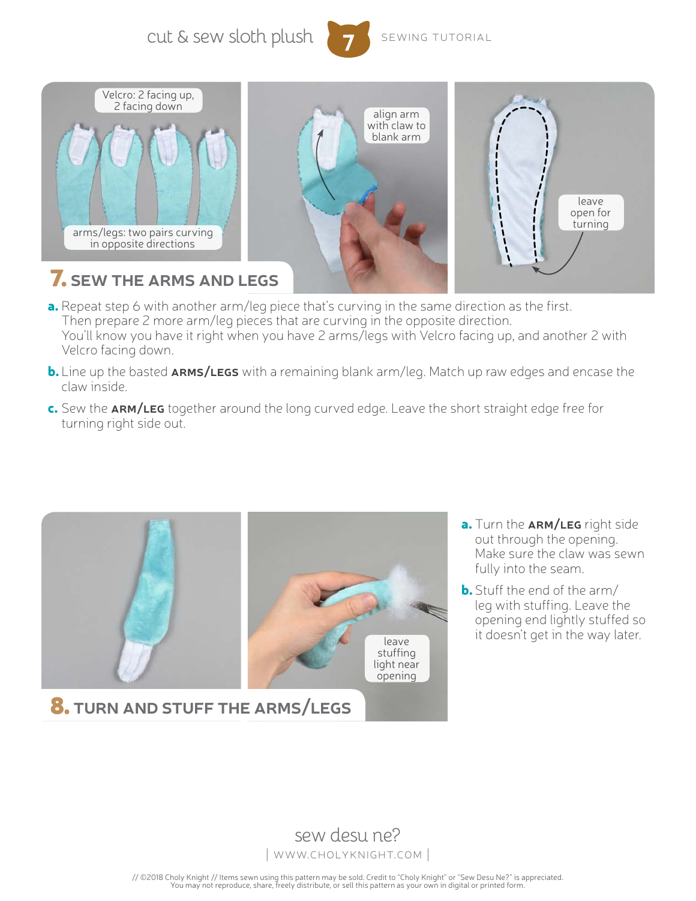## 7. SEW THE ARMS AND LEGS

Velcro: 2 facing up, 2 facing down

arms/legs: two pairs curving in opposite directions

align arm with claw to blank arm

leave open for turning

**a.** Repeat step 6 with another arm/leg piece that's curving in the same direction as the first. Then prepare 2 more arm/leg pieces that are curving in the opposite direction. You'll know you have it right when you have 2 arms/legs with Velcro facing up, and another 2 with Velcro facing down.

**b.** Line up the basted **ARMS/LEGS** with a remaining blank arm/leg. Match up raw edges and encase the claw inside.

**c.** Sew the **ARM/LEG** together around the long curved edge. Leave the short straight edge free for turning right side out.

## 8. TURN AND STUFF THE ARMS/LEGS

leave stuffing light near opening

**a.** Turn the **ARM/LEG** right side out through the opening. Make sure the claw was sewn fully into the seam.

**b.** Stuff the end of the arm/leg with stuffing. Leave the opening end lightly stuffed so it doesn't get in the way later.

sew desu ne?

| WWW.CHOLYKNIGHT.COM |

// ©2018 Choly Knight // Items sewn using this pattern may be sold. Credit to "Choly Knight" or "Sew Desu Ne?" is appreciated. You may not reproduce, share, freely distribute, or sell this pattern as your own in digital or printed form.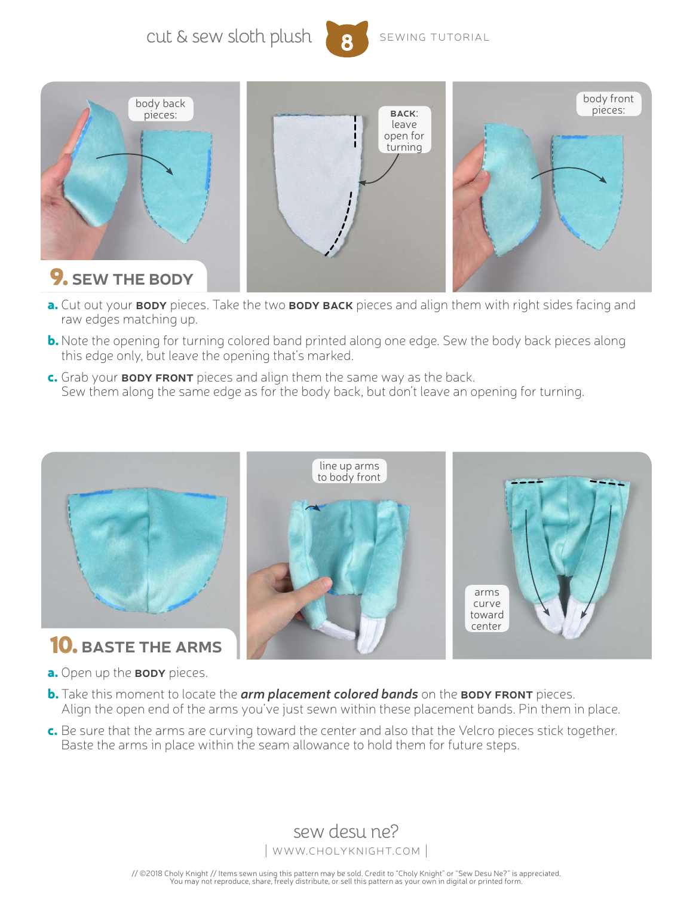## 9. SEW THE BODY

body back pieces:

**BACK**: leave open for turning

body front pieces:

**a.** Cut out your **BODY** pieces. Take the two **BODY BACK** pieces and align them with right sides facing and raw edges matching up.

**b.** Note the opening for turning colored band printed along one edge. Sew the body back pieces along this edge only, but leave the opening that's marked.

**c.** Grab your **BODY FRONT** pieces and align them the same way as the back. Sew them along the same edge as for the body back, but don't leave an opening for turning.

## 10. BASTE THE ARMS

line up arms to body front

arms curve toward center

**a.** Open up the **BODY** pieces.

**b.** Take this moment to locate the ***arm placement colored bands*** on the **BODY FRONT** pieces. Align the open end of the arms you've just sewn within these placement bands. Pin them in place.

**c.** Be sure that the arms are curving toward the center and also that the Velcro pieces stick together. Baste the arms in place within the seam allowance to hold them for future steps.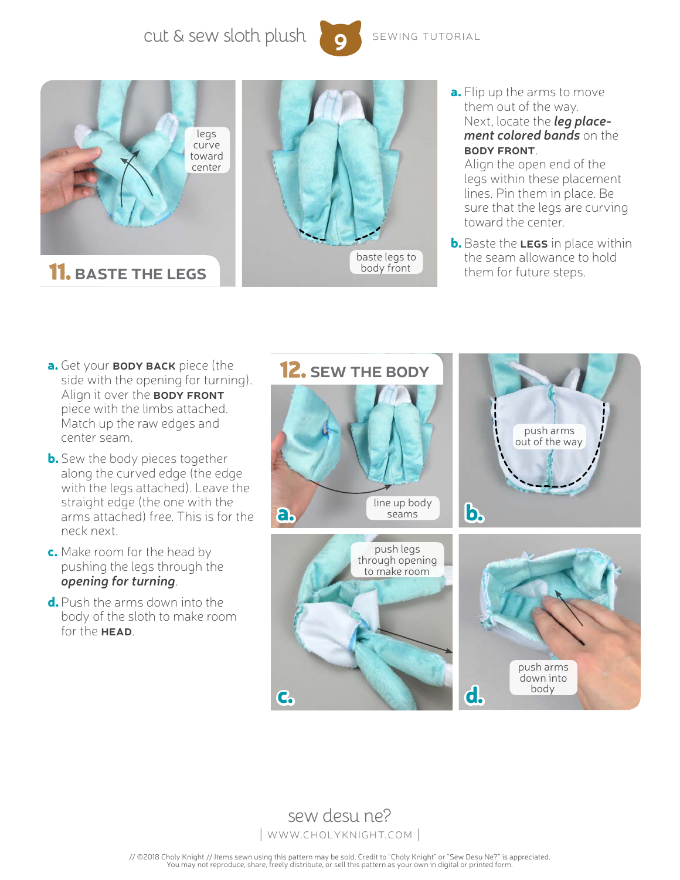## 11. BASTE THE LEGS

legs curve toward center

baste legs to body front

**a.** Flip up the arms to move them out of the way. Next, locate the ***leg placement colored bands*** on the **BODY FRONT**. Align the open end of the legs within these placement lines. Pin them in place. Be sure that the legs are curving toward the center.

**b.** Baste the **LEGS** in place within the seam allowance to hold them for future steps.

## 12. SEW THE BODY

**a.** Get your **BODY BACK** piece (the side with the opening for turning). Align it over the **BODY FRONT** piece with the limbs attached. Match up the raw edges and center seam.

**b.** Sew the body pieces together along the curved edge (the edge with the legs attached). Leave the straight edge (the one with the arms attached) free. This is for the neck next.

**c.** Make room for the head by pushing the legs through the ***opening for turning***.

**d.** Push the arms down into the body of the sloth to make room for the **HEAD**.

**a.** line up body seams

**b.** push arms out of the way

**c.** push legs through opening to make room

**d.** push arms down into body

sew desu ne?

| WWW.CHOLYKNIGHT.COM |

// ©2018 Choly Knight // Items sewn using this pattern may be sold. Credit to "Choly Knight" or "Sew Desu Ne?" is appreciated. You may not reproduce, share, freely distribute, or sell this pattern as your own in digital or printed form.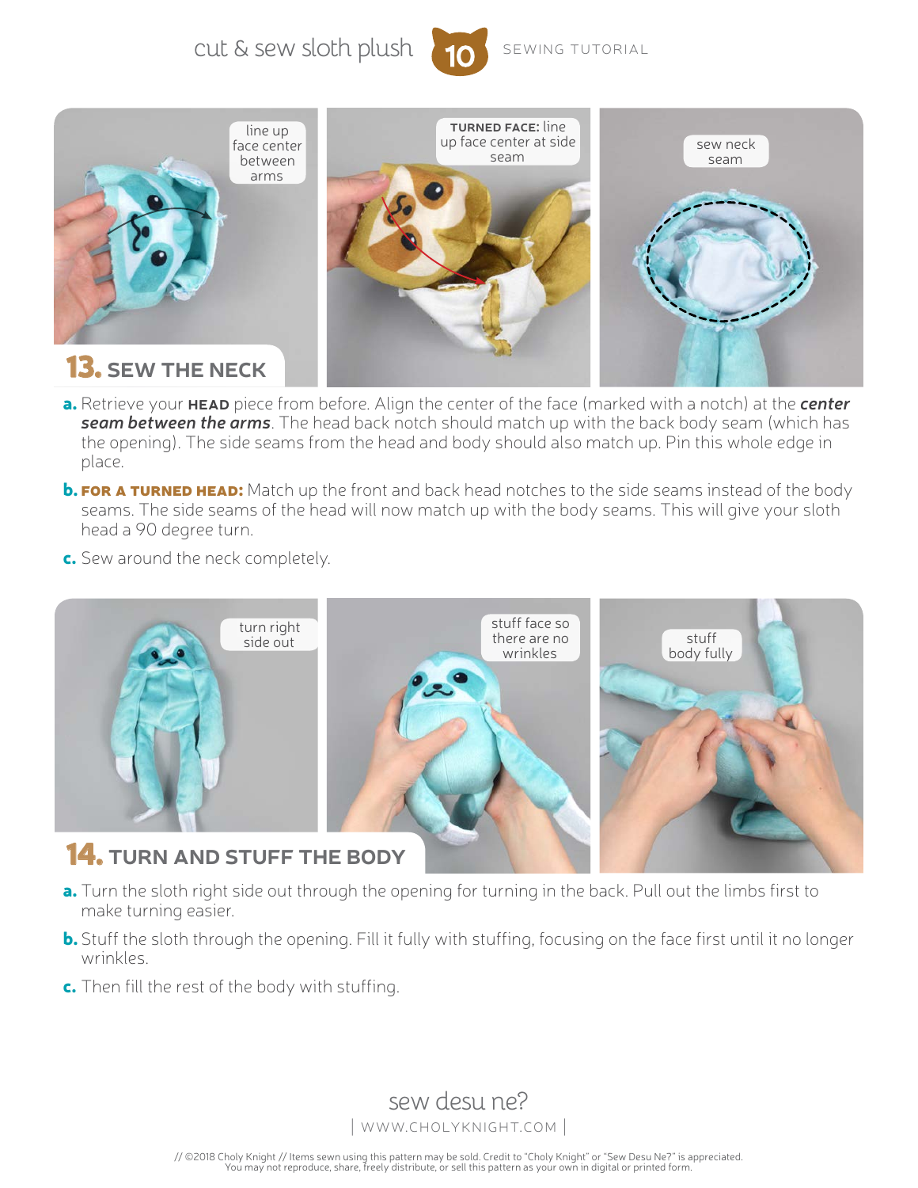## 13. SEW THE NECK

line up face center between arms

**TURNED FACE:** line up face center at side seam

sew neck seam

**a.** Retrieve your **HEAD** piece from before. Align the center of the face (marked with a notch) at the ***center seam between the arms***. The head back notch should match up with the back body seam (which has the opening). The side seams from the head and body should also match up. Pin this whole edge in place.

**b. FOR A TURNED HEAD:** Match up the front and back head notches to the side seams instead of the body seams. The side seams of the head will now match up with the body seams. This will give your sloth head a 90 degree turn.

**c.** Sew around the neck completely.

## 14. TURN AND STUFF THE BODY

turn right side out

stuff face so there are no wrinkles

stuff body fully

**a.** Turn the sloth right side out through the opening for turning in the back. Pull out the limbs first to make turning easier.

**b.** Stuff the sloth through the opening. Fill it fully with stuffing, focusing on the face first until it no longer wrinkles.

**c.** Then fill the rest of the body with stuffing.

sew desu ne?

| WWW.CHOLYKNIGHT.COM |

// ©2018 Choly Knight // Items sewn using this pattern may be sold. Credit to "Choly Knight" or "Sew Desu Ne?" is appreciated. You may not reproduce, share, freely distribute, or sell this pattern as your own in digital or printed form.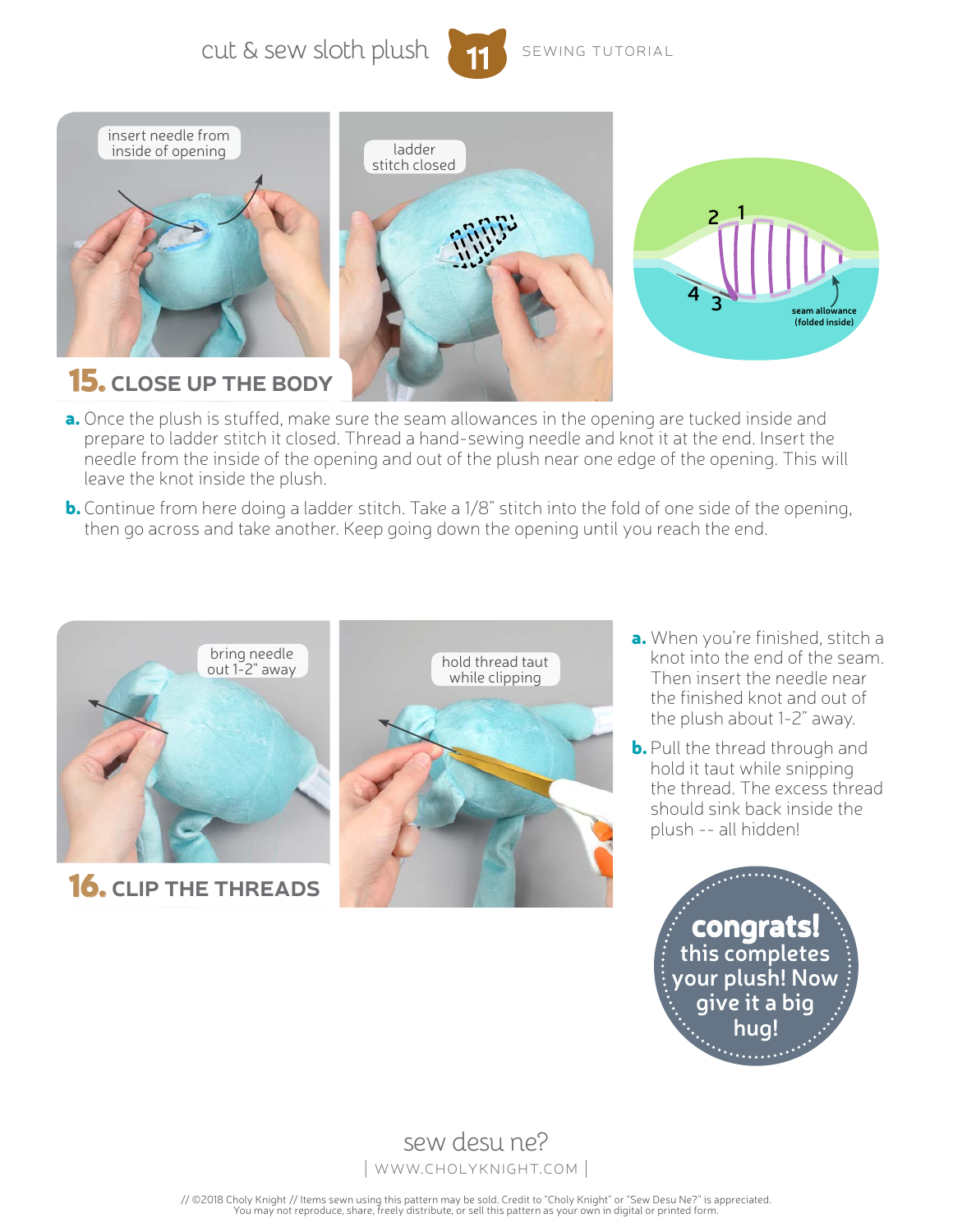insert needle from inside of opening

ladder stitch closed

2 1

4 3

seam allowance (folded inside)

## 15. CLOSE UP THE BODY

**a.** Once the plush is stuffed, make sure the seam allowances in the opening are tucked inside and prepare to ladder stitch it closed. Thread a hand-sewing needle and knot it at the end. Insert the needle from the inside of the opening and out of the plush near one edge of the opening. This will leave the knot inside the plush.

**b.** Continue from here doing a ladder stitch. Take a 1/8" stitch into the fold of one side of the opening, then go across and take another. Keep going down the opening until you reach the end.

bring needle out 1-2" away

hold thread taut while clipping

## 16. CLIP THE THREADS

**a.** When you're finished, stitch a knot into the end of the seam. Then insert the needle near the finished knot and out of the plush about 1-2" away.

**b.** Pull the thread through and hold it taut while snipping the thread. The excess thread should sink back inside the plush -- all hidden!

**congrats!** this completes your plush! Now give it a big hug!

sew desu ne?

| WWW.CHOLYKNIGHT.COM |

// ©2018 Choly Knight // Items sewn using this pattern may be sold. Credit to "Choly Knight" or "Sew Desu Ne?" is appreciated. You may not reproduce, share, freely distribute, or sell this pattern as your own in digital or printed form.